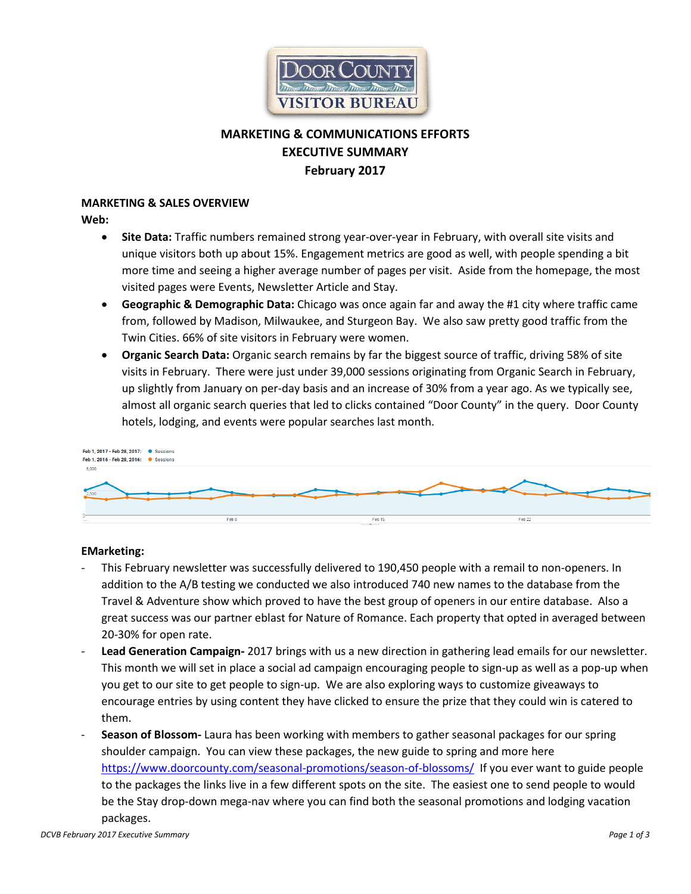# MARKETING & COMMUNICATIONS EFFORTS
## EXECUTIVE SUMMARY
## February 2017

### MARKETING & SALES OVERVIEW

**Web:**

- **Site Data:** Traffic numbers remained strong year-over-year in February, with overall site visits and unique visitors both up about 15%. Engagement metrics are good as well, with people spending a bit more time and seeing a higher average number of pages per visit. Aside from the homepage, the most visited pages were Events, Newsletter Article and Stay.
- **Geographic & Demographic Data:** Chicago was once again far and away the #1 city where traffic came from, followed by Madison, Milwaukee, and Sturgeon Bay. We also saw pretty good traffic from the Twin Cities. 66% of site visitors in February were women.
- **Organic Search Data:** Organic search remains by far the biggest source of traffic, driving 58% of site visits in February. There were just under 39,000 sessions originating from Organic Search in February, up slightly from January on per-day basis and an increase of 30% from a year ago. As we typically see, almost all organic search queries that led to clicks contained "Door County" in the query. Door County hotels, lodging, and events were popular searches last month.

**EMarketing:**

- This February newsletter was successfully delivered to 190,450 people with a remail to non-openers. In addition to the A/B testing we conducted we also introduced 740 new names to the database from the Travel & Adventure show which proved to have the best group of openers in our entire database. Also a great success was our partner eblast for Nature of Romance. Each property that opted in averaged between 20-30% for open rate.
- **Lead Generation Campaign-** 2017 brings with us a new direction in gathering lead emails for our newsletter. This month we will set in place a social ad campaign encouraging people to sign-up as well as a pop-up when you get to our site to get people to sign-up. We are also exploring ways to customize giveaways to encourage entries by using content they have clicked to ensure the prize that they could win is catered to them.
- **Season of Blossom-** Laura has been working with members to gather seasonal packages for our spring shoulder campaign. You can view these packages, the new guide to spring and more here https://www.doorcounty.com/seasonal-promotions/season-of-blossoms/ If you ever want to guide people to the packages the links live in a few different spots on the site. The easiest one to send people to would be the Stay drop-down mega-nav where you can find both the seasonal promotions and lodging vacation packages.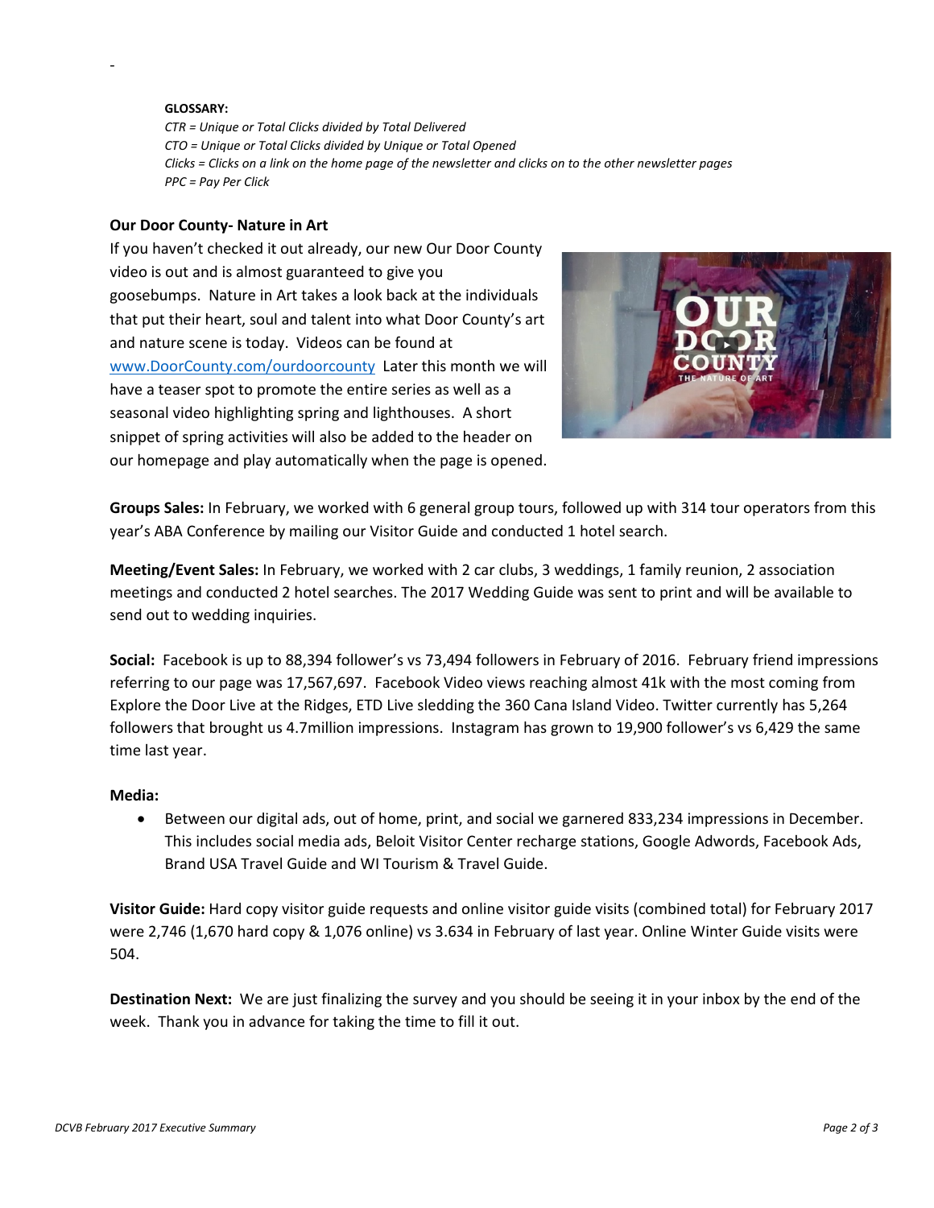-

**GLOSSARY:**

*CTR = Unique or Total Clicks divided by Total Delivered*
*CTO = Unique or Total Clicks divided by Unique or Total Opened*
*Clicks = Clicks on a link on the home page of the newsletter and clicks on to the other newsletter pages*
*PPC = Pay Per Click*

**Our Door County- Nature in Art**

If you haven't checked it out already, our new Our Door County video is out and is almost guaranteed to give you goosebumps. Nature in Art takes a look back at the individuals that put their heart, soul and talent into what Door County's art and nature scene is today. Videos can be found at www.DoorCounty.com/ourdoorcounty Later this month we will have a teaser spot to promote the entire series as well as a seasonal video highlighting spring and lighthouses. A short snippet of spring activities will also be added to the header on our homepage and play automatically when the page is opened.

**Groups Sales:** In February, we worked with 6 general group tours, followed up with 314 tour operators from this year's ABA Conference by mailing our Visitor Guide and conducted 1 hotel search.

**Meeting/Event Sales:** In February, we worked with 2 car clubs, 3 weddings, 1 family reunion, 2 association meetings and conducted 2 hotel searches. The 2017 Wedding Guide was sent to print and will be available to send out to wedding inquiries.

**Social:** Facebook is up to 88,394 follower's vs 73,494 followers in February of 2016. February friend impressions referring to our page was 17,567,697. Facebook Video views reaching almost 41k with the most coming from Explore the Door Live at the Ridges, ETD Live sledding the 360 Cana Island Video. Twitter currently has 5,264 followers that brought us 4.7million impressions. Instagram has grown to 19,900 follower's vs 6,429 the same time last year.

**Media:**

- Between our digital ads, out of home, print, and social we garnered 833,234 impressions in December. This includes social media ads, Beloit Visitor Center recharge stations, Google Adwords, Facebook Ads, Brand USA Travel Guide and WI Tourism & Travel Guide.

**Visitor Guide:** Hard copy visitor guide requests and online visitor guide visits (combined total) for February 2017 were 2,746 (1,670 hard copy & 1,076 online) vs 3.634 in February of last year. Online Winter Guide visits were 504.

**Destination Next:** We are just finalizing the survey and you should be seeing it in your inbox by the end of the week. Thank you in advance for taking the time to fill it out.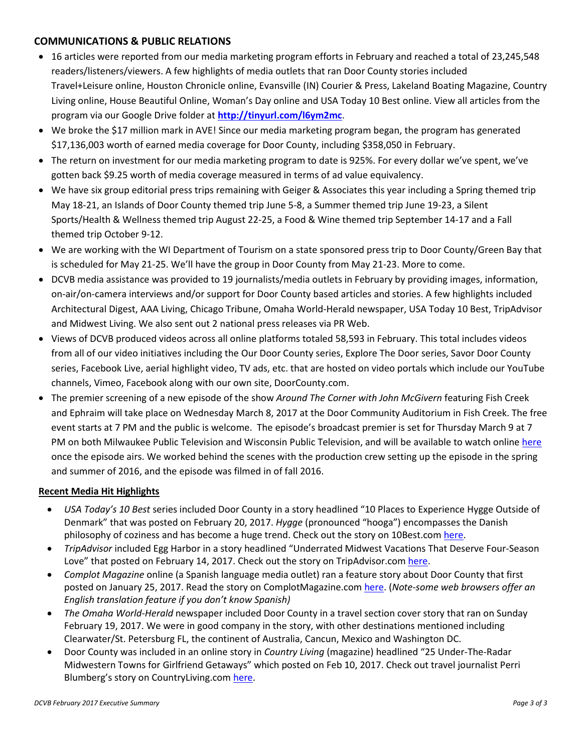## COMMUNICATIONS & PUBLIC RELATIONS

- 16 articles were reported from our media marketing program efforts in February and reached a total of 23,245,548 readers/listeners/viewers. A few highlights of media outlets that ran Door County stories included Travel+Leisure online, Houston Chronicle online, Evansville (IN) Courier & Press, Lakeland Boating Magazine, Country Living online, House Beautiful Online, Woman's Day online and USA Today 10 Best online. View all articles from the program via our Google Drive folder at **http://tinyurl.com/l6ym2mc**.
- We broke the $17 million mark in AVE! Since our media marketing program began, the program has generated $17,136,003 worth of earned media coverage for Door County, including $358,050 in February.
- The return on investment for our media marketing program to date is 925%. For every dollar we've spent, we've gotten back $9.25 worth of media coverage measured in terms of ad value equivalency.
- We have six group editorial press trips remaining with Geiger & Associates this year including a Spring themed trip May 18-21, an Islands of Door County themed trip June 5-8, a Summer themed trip June 19-23, a Silent Sports/Health & Wellness themed trip August 22-25, a Food & Wine themed trip September 14-17 and a Fall themed trip October 9-12.
- We are working with the WI Department of Tourism on a state sponsored press trip to Door County/Green Bay that is scheduled for May 21-25. We'll have the group in Door County from May 21-23. More to come.
- DCVB media assistance was provided to 19 journalists/media outlets in February by providing images, information, on-air/on-camera interviews and/or support for Door County based articles and stories. A few highlights included Architectural Digest, AAA Living, Chicago Tribune, Omaha World-Herald newspaper, USA Today 10 Best, TripAdvisor and Midwest Living. We also sent out 2 national press releases via PR Web.
- Views of DCVB produced videos across all online platforms totaled 58,593 in February. This total includes videos from all of our video initiatives including the Our Door County series, Explore The Door series, Savor Door County series, Facebook Live, aerial highlight video, TV ads, etc. that are hosted on video portals which include our YouTube channels, Vimeo, Facebook along with our own site, DoorCounty.com.
- The premier screening of a new episode of the show *Around The Corner with John McGivern* featuring Fish Creek and Ephraim will take place on Wednesday March 8, 2017 at the Door Community Auditorium in Fish Creek. The free event starts at 7 PM and the public is welcome. The episode's broadcast premier is set for Thursday March 9 at 7 PM on both Milwaukee Public Television and Wisconsin Public Television, and will be available to watch online here once the episode airs. We worked behind the scenes with the production crew setting up the episode in the spring and summer of 2016, and the episode was filmed in of fall 2016.

### Recent Media Hit Highlights

- *USA Today's 10 Best* series included Door County in a story headlined "10 Places to Experience Hygge Outside of Denmark" that was posted on February 20, 2017. *Hygge* (pronounced "hooga") encompasses the Danish philosophy of coziness and has become a huge trend. Check out the story on 10Best.com here.
- *TripAdvisor* included Egg Harbor in a story headlined "Underrated Midwest Vacations That Deserve Four-Season Love" that posted on February 14, 2017. Check out the story on TripAdvisor.com here.
- *Complot Magazine* online (a Spanish language media outlet) ran a feature story about Door County that first posted on January 25, 2017. Read the story on ComplotMagazine.com here. (*Note-some web browsers offer an English translation feature if you don't know Spanish)*
- *The Omaha World-Herald* newspaper included Door County in a travel section cover story that ran on Sunday February 19, 2017. We were in good company in the story, with other destinations mentioned including Clearwater/St. Petersburg FL, the continent of Australia, Cancun, Mexico and Washington DC.
- Door County was included in an online story in *Country Living* (magazine) headlined "25 Under-The-Radar Midwestern Towns for Girlfriend Getaways" which posted on Feb 10, 2017. Check out travel journalist Perri Blumberg's story on CountryLiving.com here.